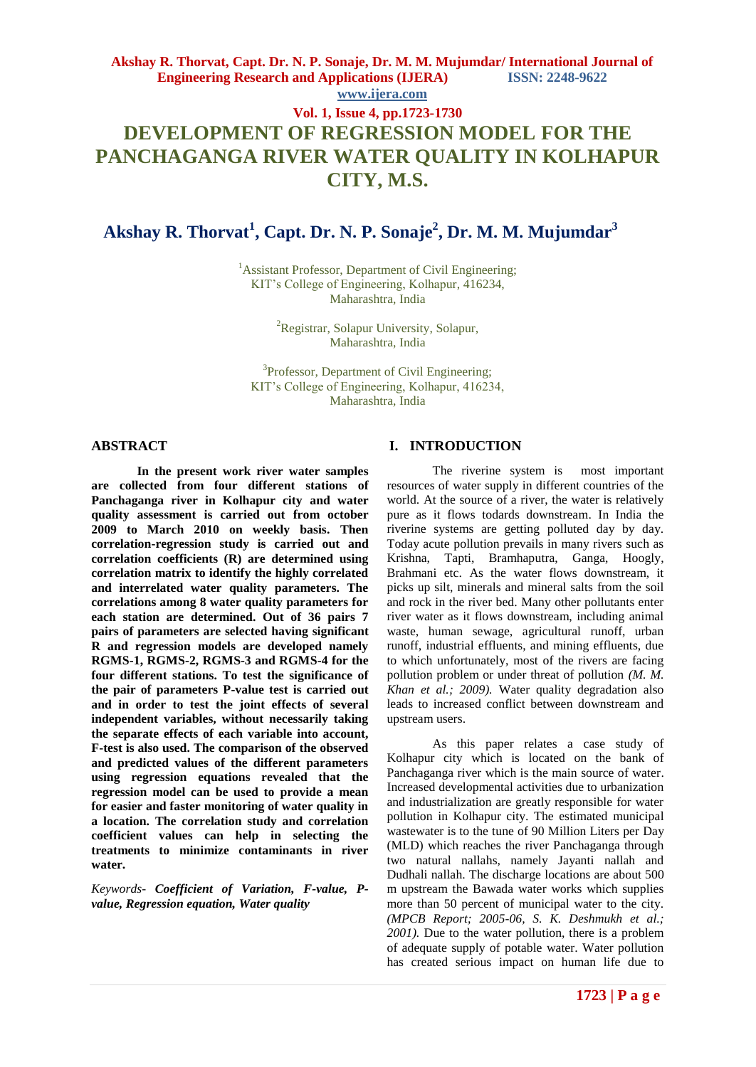# DEVELOPMENT OF REGRESSION MODEL FOR THE PANCHAGANGA RIVER WATER QUALITY IN KOLHAPUR CITY, M.S.

## Akshay R. Thorvat[1], Capt. Dr. N. P. Sonaje[2], Dr. M. M. Mujumdar[3]

[1]Assistant Professor, Department of Civil Engineering; KIT's College of Engineering, Kolhapur, 416234, Maharashtra, India

[2]Registrar, Solapur University, Solapur, Maharashtra, India

[3]Professor, Department of Civil Engineering; KIT's College of Engineering, Kolhapur, 416234, Maharashtra, India

### ABSTRACT

**In the present work river water samples are collected from four different stations of Panchaganga river in Kolhapur city and water quality assessment is carried out from october 2009 to March 2010 on weekly basis. Then correlation-regression study is carried out and correlation coefficients (R) are determined using correlation matrix to identify the highly correlated and interrelated water quality parameters. The correlations among 8 water quality parameters for each station are determined. Out of 36 pairs 7 pairs of parameters are selected having significant R and regression models are developed namely RGMS-1, RGMS-2, RGMS-3 and RGMS-4 for the four different stations. To test the significance of the pair of parameters P-value test is carried out and in order to test the joint effects of several independent variables, without necessarily taking the separate effects of each variable into account, F-test is also used. The comparison of the observed and predicted values of the different parameters using regression equations revealed that the regression model can be used to provide a mean for easier and faster monitoring of water quality in a location. The correlation study and correlation coefficient values can help in selecting the treatments to minimize contaminants in river water.**

*Keywords- **Coefficient of Variation, F-value, P-value, Regression equation, Water quality***

### I. INTRODUCTION

The riverine system is most important resources of water supply in different countries of the world. At the source of a river, the water is relatively pure as it flows todards downstream. In India the riverine systems are getting polluted day by day. Today acute pollution prevails in many rivers such as Krishna, Tapti, Bramhaputra, Ganga, Hoogly, Brahmani etc. As the water flows downstream, it picks up silt, minerals and mineral salts from the soil and rock in the river bed. Many other pollutants enter river water as it flows downstream, including animal waste, human sewage, agricultural runoff, urban runoff, industrial effluents, and mining effluents, due to which unfortunately, most of the rivers are facing pollution problem or under threat of pollution *(M. M. Khan et al.; 2009).* Water quality degradation also leads to increased conflict between downstream and upstream users.

As this paper relates a case study of Kolhapur city which is located on the bank of Panchaganga river which is the main source of water. Increased developmental activities due to urbanization and industrialization are greatly responsible for water pollution in Kolhapur city. The estimated municipal wastewater is to the tune of 90 Million Liters per Day (MLD) which reaches the river Panchaganga through two natural nallahs, namely Jayanti nallah and Dudhali nallah. The discharge locations are about 500 m upstream the Bawada water works which supplies more than 50 percent of municipal water to the city. *(MPCB Report; 2005-06, S. K. Deshmukh et al.; 2001).* Due to the water pollution, there is a problem of adequate supply of potable water. Water pollution has created serious impact on human life due to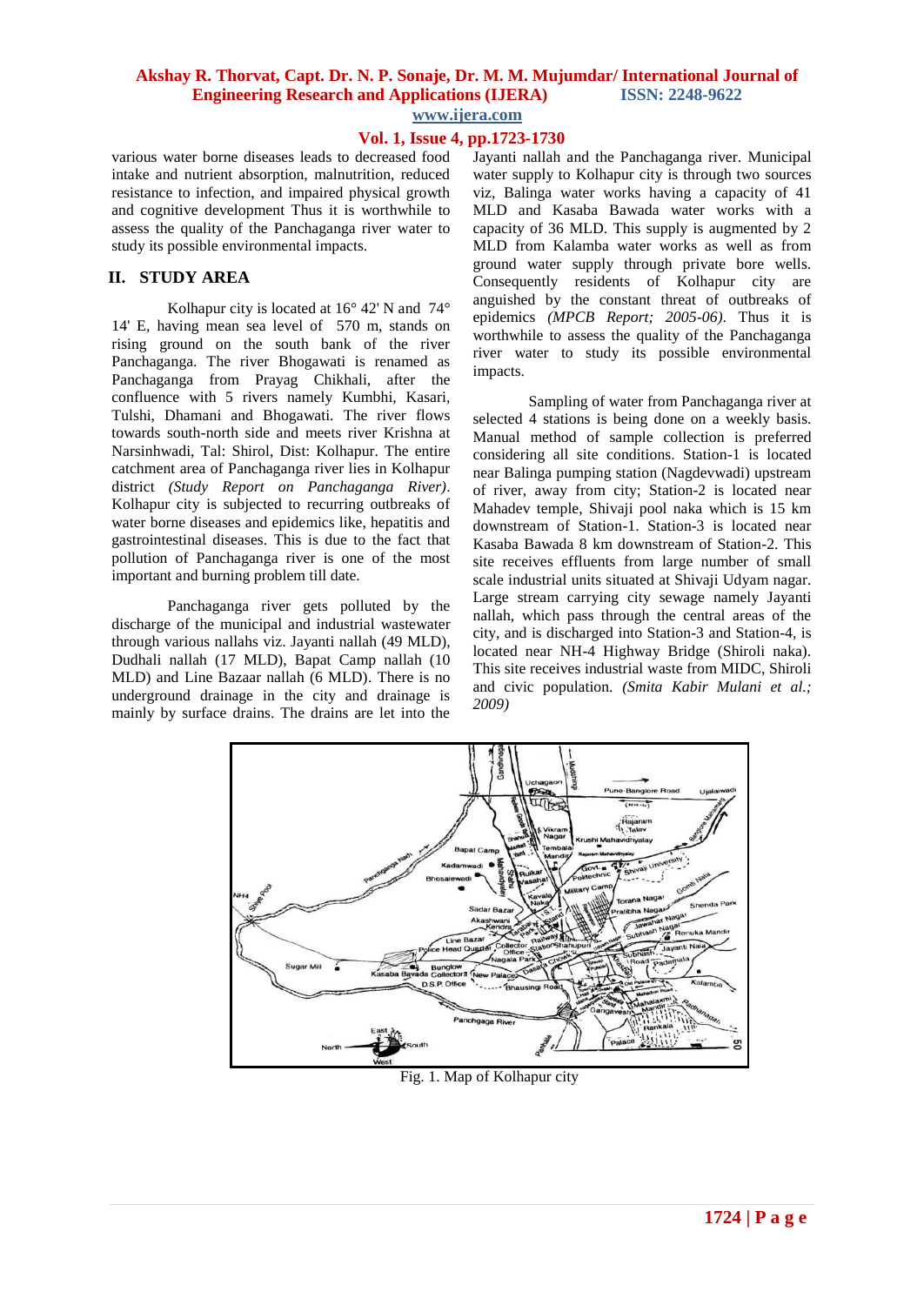various water borne diseases leads to decreased food intake and nutrient absorption, malnutrition, reduced resistance to infection, and impaired physical growth and cognitive development Thus it is worthwhile to assess the quality of the Panchaganga river water to study its possible environmental impacts.

## II. STUDY AREA

Kolhapur city is located at 16° 42' N and 74° 14' E, having mean sea level of 570 m, stands on rising ground on the south bank of the river Panchaganga. The river Bhogawati is renamed as Panchaganga from Prayag Chikhali, after the confluence with 5 rivers namely Kumbhi, Kasari, Tulshi, Dhamani and Bhogawati. The river flows towards south-north side and meets river Krishna at Narsinhwadi, Tal: Shirol, Dist: Kolhapur. The entire catchment area of Panchaganga river lies in Kolhapur district *(Study Report on Panchaganga River)*. Kolhapur city is subjected to recurring outbreaks of water borne diseases and epidemics like, hepatitis and gastrointestinal diseases. This is due to the fact that pollution of Panchaganga river is one of the most important and burning problem till date.

Panchaganga river gets polluted by the discharge of the municipal and industrial wastewater through various nallahs viz. Jayanti nallah (49 MLD), Dudhali nallah (17 MLD), Bapat Camp nallah (10 MLD) and Line Bazaar nallah (6 MLD). There is no underground drainage in the city and drainage is mainly by surface drains. The drains are let into the Jayanti nallah and the Panchaganga river. Municipal water supply to Kolhapur city is through two sources viz, Balinga water works having a capacity of 41 MLD and Kasaba Bawada water works with a capacity of 36 MLD. This supply is augmented by 2 MLD from Kalamba water works as well as from ground water supply through private bore wells. Consequently residents of Kolhapur city are anguished by the constant threat of outbreaks of epidemics *(MPCB Report; 2005-06)*. Thus it is worthwhile to assess the quality of the Panchaganga river water to study its possible environmental impacts.

Sampling of water from Panchaganga river at selected 4 stations is being done on a weekly basis. Manual method of sample collection is preferred considering all site conditions. Station-1 is located near Balinga pumping station (Nagdevwadi) upstream of river, away from city; Station-2 is located near Mahadev temple, Shivaji pool naka which is 15 km downstream of Station-1. Station-3 is located near Kasaba Bawada 8 km downstream of Station-2. This site receives effluents from large number of small scale industrial units situated at Shivaji Udyam nagar. Large stream carrying city sewage namely Jayanti nallah, which pass through the central areas of the city, and is discharged into Station-3 and Station-4, is located near NH-4 Highway Bridge (Shiroli naka). This site receives industrial waste from MIDC, Shiroli and civic population. *(Smita Kabir Mulani et al.; 2009)*

Fig. 1. Map of Kolhapur city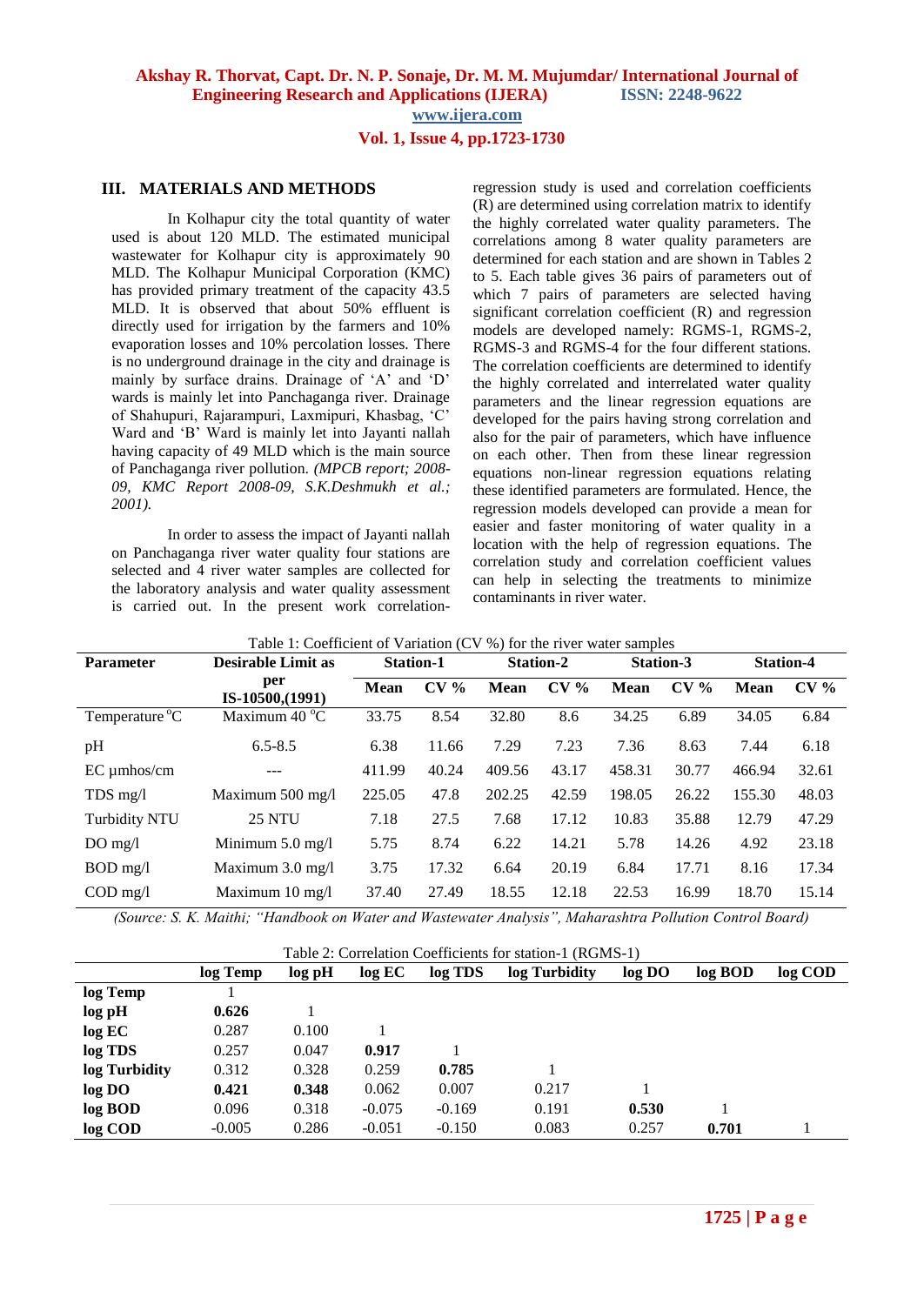## III. MATERIALS AND METHODS

In Kolhapur city the total quantity of water used is about 120 MLD. The estimated municipal wastewater for Kolhapur city is approximately 90 MLD. The Kolhapur Municipal Corporation (KMC) has provided primary treatment of the capacity 43.5 MLD. It is observed that about 50% effluent is directly used for irrigation by the farmers and 10% evaporation losses and 10% percolation losses. There is no underground drainage in the city and drainage is mainly by surface drains. Drainage of 'A' and 'D' wards is mainly let into Panchaganga river. Drainage of Shahupuri, Rajarampuri, Laxmipuri, Khasbag, 'C' Ward and 'B' Ward is mainly let into Jayanti nallah having capacity of 49 MLD which is the main source of Panchaganga river pollution. *(MPCB report; 2008-09, KMC Report 2008-09, S.K.Deshmukh et al.; 2001).*

In order to assess the impact of Jayanti nallah on Panchaganga river water quality four stations are selected and 4 river water samples are collected for the laboratory analysis and water quality assessment is carried out. In the present work correlation-regression study is used and correlation coefficients (R) are determined using correlation matrix to identify the highly correlated water quality parameters. The correlations among 8 water quality parameters are determined for each station and are shown in Tables 2 to 5. Each table gives 36 pairs of parameters out of which 7 pairs of parameters are selected having significant correlation coefficient (R) and regression models are developed namely: RGMS-1, RGMS-2, RGMS-3 and RGMS-4 for the four different stations. The correlation coefficients are determined to identify the highly correlated and interrelated water quality parameters and the linear regression equations are developed for the pairs having strong correlation and also for the pair of parameters, which have influence on each other. Then from these linear regression equations non-linear regression equations relating these identified parameters are formulated. Hence, the regression models developed can provide a mean for easier and faster monitoring of water quality in a location with the help of regression equations. The correlation study and correlation coefficient values can help in selecting the treatments to minimize contaminants in river water.

Table 1: Coefficient of Variation (CV %) for the river water samples

| Parameter | Desirable Limit as per IS-10500,(1991) | Station-1 | | Station-2 | | Station-3 | | Station-4 | |
|---|---|---|---|---|---|---|---|---|---|
| | | **Mean** | **CV %** | **Mean** | **CV %** | **Mean** | **CV %** | **Mean** | **CV %** |
| Temperature °C | Maximum 40 °C | 33.75 | 8.54 | 32.80 | 8.6 | 34.25 | 6.89 | 34.05 | 6.84 |
| pH | 6.5-8.5 | 6.38 | 11.66 | 7.29 | 7.23 | 7.36 | 8.63 | 7.44 | 6.18 |
| EC µmhos/cm | --- | 411.99 | 40.24 | 409.56 | 43.17 | 458.31 | 30.77 | 466.94 | 32.61 |
| TDS mg/l | Maximum 500 mg/l | 225.05 | 47.8 | 202.25 | 42.59 | 198.05 | 26.22 | 155.30 | 48.03 |
| Turbidity NTU | 25 NTU | 7.18 | 27.5 | 7.68 | 17.12 | 10.83 | 35.88 | 12.79 | 47.29 |
| DO mg/l | Minimum 5.0 mg/l | 5.75 | 8.74 | 6.22 | 14.21 | 5.78 | 14.26 | 4.92 | 23.18 |
| BOD mg/l | Maximum 3.0 mg/l | 3.75 | 17.32 | 6.64 | 20.19 | 6.84 | 17.71 | 8.16 | 17.34 |
| COD mg/l | Maximum 10 mg/l | 37.40 | 27.49 | 18.55 | 12.18 | 22.53 | 16.99 | 18.70 | 15.14 |

*(Source: S. K. Maithi; "Handbook on Water and Wastewater Analysis", Maharashtra Pollution Control Board)*

Table 2: Correlation Coefficients for station-1 (RGMS-1)

| | log Temp | log pH | log EC | log TDS | log Turbidity | log DO | log BOD | log COD |
|---|---|---|---|---|---|---|---|---|
| **log Temp** | 1 | | | | | | | |
| **log pH** | **0.626** | 1 | | | | | | |
| **log EC** | 0.287 | 0.100 | 1 | | | | | |
| **log TDS** | 0.257 | 0.047 | **0.917** | 1 | | | | |
| **log Turbidity** | 0.312 | 0.328 | 0.259 | **0.785** | 1 | | | |
| **log DO** | **0.421** | **0.348** | 0.062 | 0.007 | 0.217 | 1 | | |
| **log BOD** | 0.096 | 0.318 | -0.075 | -0.169 | 0.191 | **0.530** | 1 | |
| **log COD** | -0.005 | 0.286 | -0.051 | -0.150 | 0.083 | 0.257 | **0.701** | 1 |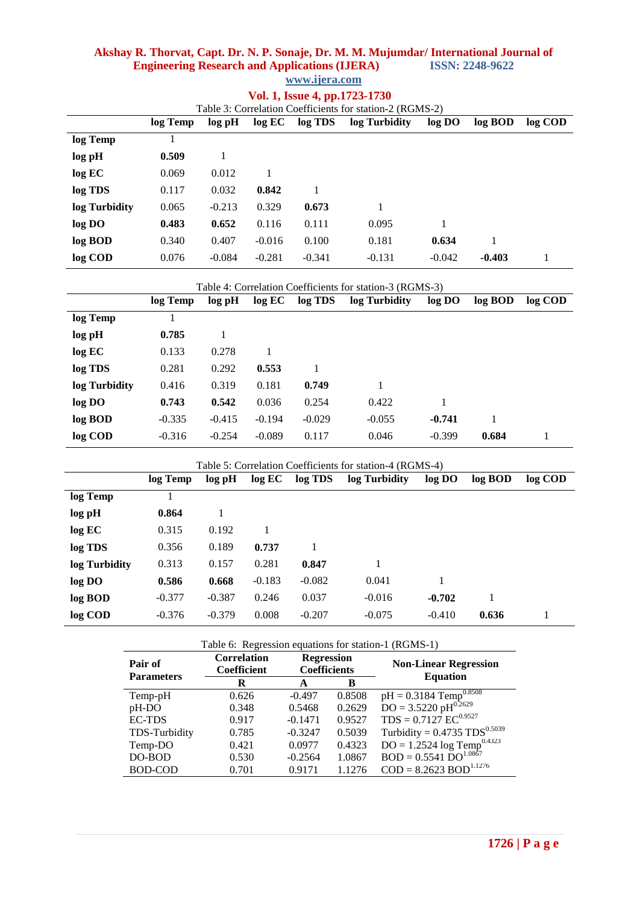Table 3: Correlation Coefficients for station-2 (RGMS-2)

| | log Temp | log pH | log EC | log TDS | log Turbidity | log DO | log BOD | log COD |
|---|---|---|---|---|---|---|---|---|
| **log Temp** | 1 | | | | | | | |
| **log pH** | **0.509** | 1 | | | | | | |
| **log EC** | 0.069 | 0.012 | 1 | | | | | |
| **log TDS** | 0.117 | 0.032 | **0.842** | 1 | | | | |
| **log Turbidity** | 0.065 | -0.213 | 0.329 | **0.673** | 1 | | | |
| **log DO** | **0.483** | **0.652** | 0.116 | 0.111 | 0.095 | 1 | | |
| **log BOD** | 0.340 | 0.407 | -0.016 | 0.100 | 0.181 | **0.634** | 1 | |
| **log COD** | 0.076 | -0.084 | -0.281 | -0.341 | -0.131 | -0.042 | **-0.403** | 1 |

Table 4: Correlation Coefficients for station-3 (RGMS-3)

| | log Temp | log pH | log EC | log TDS | log Turbidity | log DO | log BOD | log COD |
|---|---|---|---|---|---|---|---|---|
| **log Temp** | 1 | | | | | | | |
| **log pH** | **0.785** | 1 | | | | | | |
| **log EC** | 0.133 | 0.278 | 1 | | | | | |
| **log TDS** | 0.281 | 0.292 | **0.553** | 1 | | | | |
| **log Turbidity** | 0.416 | 0.319 | 0.181 | **0.749** | 1 | | | |
| **log DO** | **0.743** | **0.542** | 0.036 | 0.254 | 0.422 | 1 | | |
| **log BOD** | -0.335 | -0.415 | -0.194 | -0.029 | -0.055 | **-0.741** | 1 | |
| **log COD** | -0.316 | -0.254 | -0.089 | 0.117 | 0.046 | -0.399 | **0.684** | 1 |

Table 5: Correlation Coefficients for station-4 (RGMS-4)

| | log Temp | log pH | log EC | log TDS | log Turbidity | log DO | log BOD | log COD |
|---|---|---|---|---|---|---|---|---|
| **log Temp** | 1 | | | | | | | |
| **log pH** | **0.864** | 1 | | | | | | |
| **log EC** | 0.315 | 0.192 | 1 | | | | | |
| **log TDS** | 0.356 | 0.189 | **0.737** | 1 | | | | |
| **log Turbidity** | 0.313 | 0.157 | 0.281 | **0.847** | 1 | | | |
| **log DO** | **0.586** | **0.668** | -0.183 | -0.082 | 0.041 | 1 | | |
| **log BOD** | -0.377 | -0.387 | 0.246 | 0.037 | -0.016 | **-0.702** | 1 | |
| **log COD** | -0.376 | -0.379 | 0.008 | -0.207 | -0.075 | -0.410 | **0.636** | 1 |

Table 6: Regression equations for station-1 (RGMS-1)

| Pair of Parameters | Correlation Coefficient | Regression Coefficients | | Non-Linear Regression Equation |
|---|---|---|---|---|
| | R | A | B | |
| Temp-pH | 0.626 | -0.497 | 0.8508 | $pH = 0.3184\ Temp^{0.8508}$ |
| pH-DO | 0.348 | 0.5468 | 0.2629 | $DO = 3.5220\ pH^{0.2629}$ |
| EC-TDS | 0.917 | -0.1471 | 0.9527 | $TDS = 0.7127\ EC^{0.9527}$ |
| TDS-Turbidity | 0.785 | -0.3247 | 0.5039 | $Turbidity = 0.4735\ TDS^{0.5039}$ |
| Temp-DO | 0.421 | 0.0977 | 0.4323 | $DO = 1.2524\ log\ Temp^{0.4323}$ |
| DO-BOD | 0.530 | -0.2564 | 1.0867 | $BOD = 0.5541\ DO^{1.0867}$ |
| BOD-COD | 0.701 | 0.9171 | 1.1276 | $COD = 8.2623\ BOD^{1.1276}$ |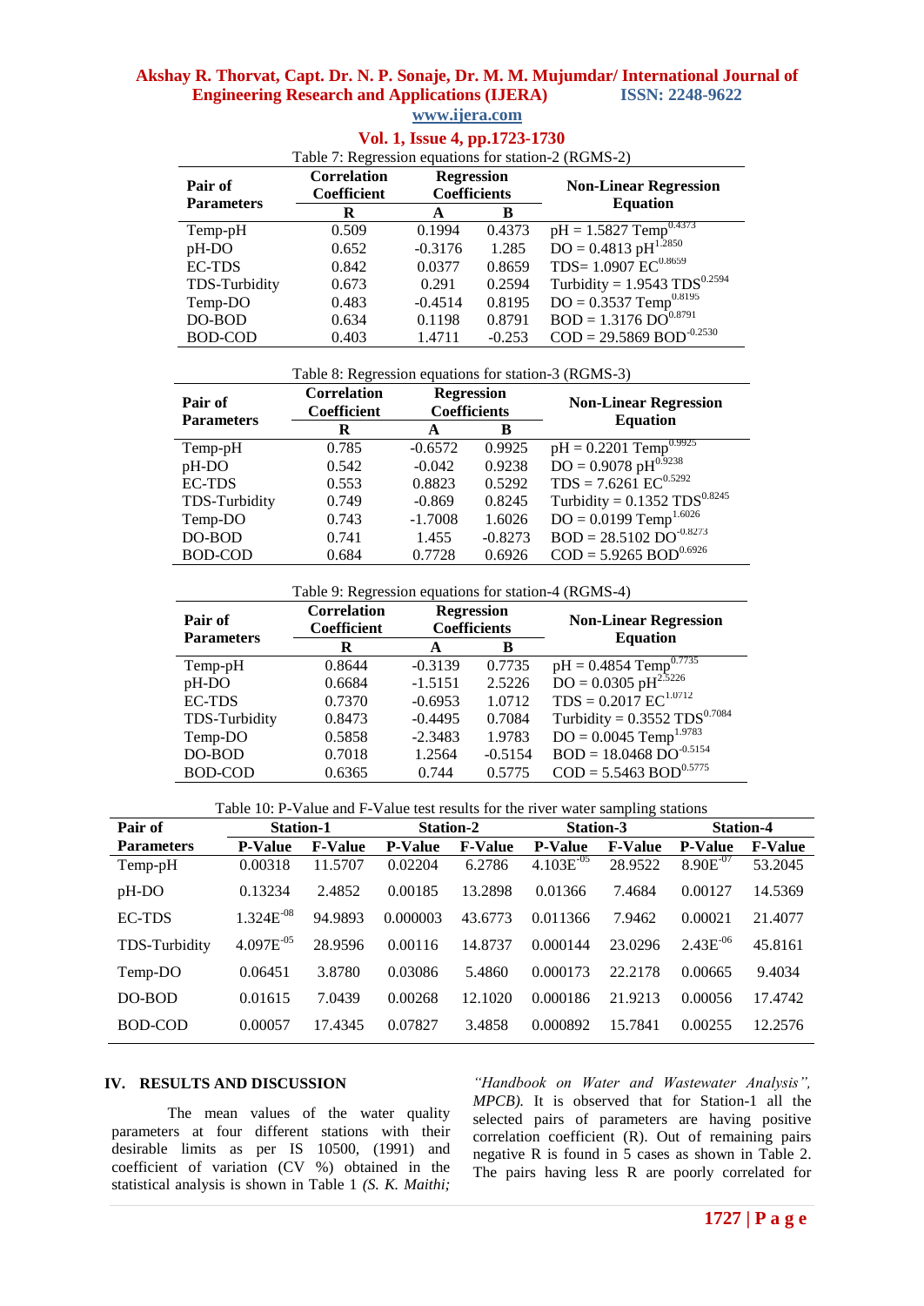Table 7: Regression equations for station-2 (RGMS-2)

| Pair of Parameters | Correlation Coefficient | Regression Coefficients | | Non-Linear Regression Equation |
|---|---|---|---|---|
| | R | A | B | |
| Temp-pH | 0.509 | 0.1994 | 0.4373 | $pH = 1.5827\ Temp^{0.4373}$ |
| pH-DO | 0.652 | -0.3176 | 1.285 | $DO = 0.4813\ pH^{1.2850}$ |
| EC-TDS | 0.842 | 0.0377 | 0.8659 | $TDS = 1.0907\ EC^{0.8659}$ |
| TDS-Turbidity | 0.673 | 0.291 | 0.2594 | $Turbidity = 1.9543\ TDS^{0.2594}$ |
| Temp-DO | 0.483 | -0.4514 | 0.8195 | $DO = 0.3537\ Temp^{0.8195}$ |
| DO-BOD | 0.634 | 0.1198 | 0.8791 | $BOD = 1.3176\ DO^{0.8791}$ |
| BOD-COD | 0.403 | 1.4711 | -0.253 | $COD = 29.5869\ BOD^{-0.2530}$ |

Table 8: Regression equations for station-3 (RGMS-3)

| Pair of Parameters | Correlation Coefficient | Regression Coefficients | | Non-Linear Regression Equation |
|---|---|---|---|---|
| | R | A | B | |
| Temp-pH | 0.785 | -0.6572 | 0.9925 | $pH = 0.2201\ Temp^{0.9925}$ |
| pH-DO | 0.542 | -0.042 | 0.9238 | $DO = 0.9078\ pH^{0.9238}$ |
| EC-TDS | 0.553 | 0.8823 | 0.5292 | $TDS = 7.6261\ EC^{0.5292}$ |
| TDS-Turbidity | 0.749 | -0.869 | 0.8245 | $Turbidity = 0.1352\ TDS^{0.8245}$ |
| Temp-DO | 0.743 | -1.7008 | 1.6026 | $DO = 0.0199\ Temp^{1.6026}$ |
| DO-BOD | 0.741 | 1.455 | -0.8273 | $BOD = 28.5102\ DO^{-0.8273}$ |
| BOD-COD | 0.684 | 0.7728 | 0.6926 | $COD = 5.9265\ BOD^{0.6926}$ |

Table 9: Regression equations for station-4 (RGMS-4)

| Pair of Parameters | Correlation Coefficient | Regression Coefficients | | Non-Linear Regression Equation |
|---|---|---|---|---|
| | R | A | B | |
| Temp-pH | 0.8644 | -0.3139 | 0.7735 | $pH = 0.4854\ Temp^{0.7735}$ |
| pH-DO | 0.6684 | -1.5151 | 2.5226 | $DO = 0.0305\ pH^{2.5226}$ |
| EC-TDS | 0.7370 | -0.6953 | 1.0712 | $TDS = 0.2017\ EC^{1.0712}$ |
| TDS-Turbidity | 0.8473 | -0.4495 | 0.7084 | $Turbidity = 0.3552\ TDS^{0.7084}$ |
| Temp-DO | 0.5858 | -2.3483 | 1.9783 | $DO = 0.0045\ Temp^{1.9783}$ |
| DO-BOD | 0.7018 | 1.2564 | -0.5154 | $BOD = 18.0468\ DO^{-0.5154}$ |
| BOD-COD | 0.6365 | 0.744 | 0.5775 | $COD = 5.5463\ BOD^{0.5775}$ |

Table 10: P-Value and F-Value test results for the river water sampling stations

| Pair of Parameters | Station-1 | | Station-2 | | Station-3 | | Station-4 | |
|---|---|---|---|---|---|---|---|---|
| | P-Value | F-Value | P-Value | F-Value | P-Value | F-Value | P-Value | F-Value |
| Temp-pH | 0.00318 | 11.5707 | 0.02204 | 6.2786 | $4.103E^{-05}$ | 28.9522 | $8.90E^{-07}$ | 53.2045 |
| pH-DO | 0.13234 | 2.4852 | 0.00185 | 13.2898 | 0.01366 | 7.4684 | 0.00127 | 14.5369 |
| EC-TDS | $1.324E^{-08}$ | 94.9893 | 0.000003 | 43.6773 | 0.011366 | 7.9462 | 0.00021 | 21.4077 |
| TDS-Turbidity | $4.097E^{-05}$ | 28.9596 | 0.00116 | 14.8737 | 0.000144 | 23.0296 | $2.43E^{-06}$ | 45.8161 |
| Temp-DO | 0.06451 | 3.8780 | 0.03086 | 5.4860 | 0.000173 | 22.2178 | 0.00665 | 9.4034 |
| DO-BOD | 0.01615 | 7.0439 | 0.00268 | 12.1020 | 0.000186 | 21.9213 | 0.00056 | 17.4742 |
| BOD-COD | 0.00057 | 17.4345 | 0.07827 | 3.4858 | 0.000892 | 15.7841 | 0.00255 | 12.2576 |

## IV. RESULTS AND DISCUSSION

The mean values of the water quality parameters at four different stations with their desirable limits as per IS 10500, (1991) and coefficient of variation (CV %) obtained in the statistical analysis is shown in Table 1 *(S. K. Maithi; "Handbook on Water and Wastewater Analysis", MPCB).* It is observed that for Station-1 all the selected pairs of parameters are having positive correlation coefficient (R). Out of remaining pairs negative R is found in 5 cases as shown in Table 2. The pairs having less R are poorly correlated for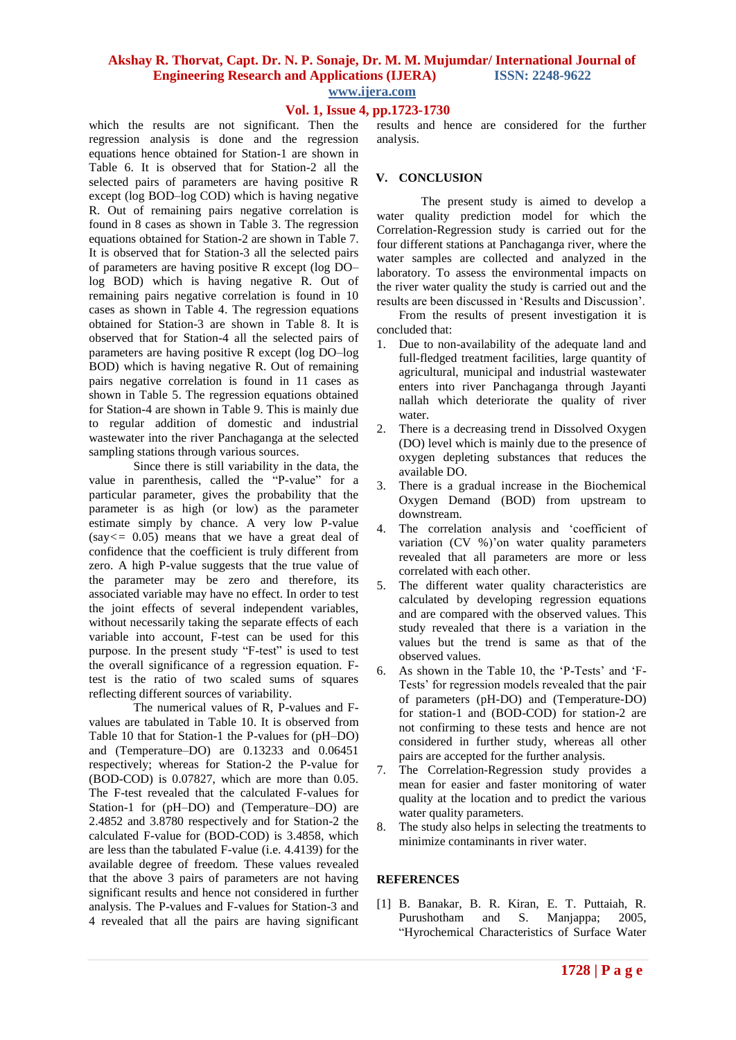which the results are not significant. Then the regression analysis is done and the regression equations hence obtained for Station-1 are shown in Table 6. It is observed that for Station-2 all the selected pairs of parameters are having positive R except (log BOD–log COD) which is having negative R. Out of remaining pairs negative correlation is found in 8 cases as shown in Table 3. The regression equations obtained for Station-2 are shown in Table 7. It is observed that for Station-3 all the selected pairs of parameters are having positive R except (log DO–log BOD) which is having negative R. Out of remaining pairs negative correlation is found in 10 cases as shown in Table 4. The regression equations obtained for Station-3 are shown in Table 8. It is observed that for Station-4 all the selected pairs of parameters are having positive R except (log DO–log BOD) which is having negative R. Out of remaining pairs negative correlation is found in 11 cases as shown in Table 5. The regression equations obtained for Station-4 are shown in Table 9. This is mainly due to regular addition of domestic and industrial wastewater into the river Panchaganga at the selected sampling stations through various sources.

Since there is still variability in the data, the value in parenthesis, called the "P-value" for a particular parameter, gives the probability that the parameter is as high (or low) as the parameter estimate simply by chance. A very low P-value (say $<= 0.05$) means that we have a great deal of confidence that the coefficient is truly different from zero. A high P-value suggests that the true value of the parameter may be zero and therefore, its associated variable may have no effect. In order to test the joint effects of several independent variables, without necessarily taking the separate effects of each variable into account, F-test can be used for this purpose. In the present study "F-test" is used to test the overall significance of a regression equation. F-test is the ratio of two scaled sums of squares reflecting different sources of variability.

The numerical values of R, P-values and F-values are tabulated in Table 10. It is observed from Table 10 that for Station-1 the P-values for (pH–DO) and (Temperature–DO) are 0.13233 and 0.06451 respectively; whereas for Station-2 the P-value for (BOD-COD) is 0.07827, which are more than 0.05. The F-test revealed that the calculated F-values for Station-1 for (pH–DO) and (Temperature–DO) are 2.4852 and 3.8780 respectively and for Station-2 the calculated F-value for (BOD-COD) is 3.4858, which are less than the tabulated F-value (i.e. 4.4139) for the available degree of freedom. These values revealed that the above 3 pairs of parameters are not having significant results and hence not considered in further analysis. The P-values and F-values for Station-3 and 4 revealed that all the pairs are having significant results and hence are considered for the further analysis.

## V. CONCLUSION

The present study is aimed to develop a water quality prediction model for which the Correlation-Regression study is carried out for the four different stations at Panchaganga river, where the water samples are collected and analyzed in the laboratory. To assess the environmental impacts on the river water quality the study is carried out and the results are been discussed in 'Results and Discussion'.

From the results of present investigation it is concluded that:

1. Due to non-availability of the adequate land and full-fledged treatment facilities, large quantity of agricultural, municipal and industrial wastewater enters into river Panchaganga through Jayanti nallah which deteriorate the quality of river water.
2. There is a decreasing trend in Dissolved Oxygen (DO) level which is mainly due to the presence of oxygen depleting substances that reduces the available DO.
3. There is a gradual increase in the Biochemical Oxygen Demand (BOD) from upstream to downstream.
4. The correlation analysis and 'coefficient of variation (CV %)'on water quality parameters revealed that all parameters are more or less correlated with each other.
5. The different water quality characteristics are calculated by developing regression equations and are compared with the observed values. This study revealed that there is a variation in the values but the trend is same as that of the observed values.
6. As shown in the Table 10, the 'P-Tests' and 'F-Tests' for regression models revealed that the pair of parameters (pH-DO) and (Temperature-DO) for station-1 and (BOD-COD) for station-2 are not confirming to these tests and hence are not considered in further study, whereas all other pairs are accepted for the further analysis.
7. The Correlation-Regression study provides a mean for easier and faster monitoring of water quality at the location and to predict the various water quality parameters.
8. The study also helps in selecting the treatments to minimize contaminants in river water.

## REFERENCES

[1] B. Banakar, B. R. Kiran, E. T. Puttaiah, R. Purushotham and S. Manjappa; 2005, "Hyrochemical Characteristics of Surface Water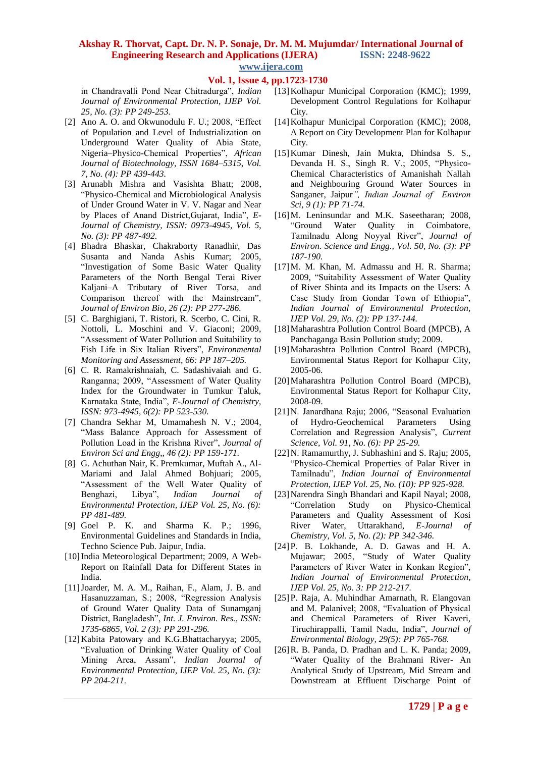in Chandravalli Pond Near Chitradurga", *Indian Journal of Environmental Protection, IJEP Vol. 25, No. (3): PP 249-253.*

[2] Ano A. O. and Okwunodulu F. U.; 2008, "Effect of Population and Level of Industrialization on Underground Water Quality of Abia State, Nigeria–Physico-Chemical Properties", *African Journal of Biotechnology, ISSN 1684–5315, Vol. 7, No. (4): PP 439-443.*

[3] Arunabh Mishra and Vasishta Bhatt; 2008, "Physico-Chemical and Microbiological Analysis of Under Ground Water in V. V. Nagar and Near by Places of Anand District,Gujarat, India", *E-Journal of Chemistry, ISSN: 0973-4945, Vol. 5, No. (3): PP 487-492.*

[4] Bhadra Bhaskar, Chakraborty Ranadhir, Das Susanta and Nanda Ashis Kumar; 2005, "Investigation of Some Basic Water Quality Parameters of the North Bengal Terai River Kaljani–A Tributary of River Torsa, and Comparison thereof with the Mainstream", *Journal of Environ Bio, 26 (2): PP 277-286.*

[5] C. Barghigiani, T. Ristori, R. Scerbo, C. Cini, R. Nottoli, L. Moschini and V. Giaconi; 2009, "Assessment of Water Pollution and Suitability to Fish Life in Six Italian Rivers", *Environmental Monitoring and Assessment, 66: PP 187–205.*

[6] C. R. Ramakrishnaiah, C. Sadashivaiah and G. Ranganna; 2009, "Assessment of Water Quality Index for the Groundwater in Tumkur Taluk, Karnataka State, India", *E-Journal of Chemistry, ISSN: 973-4945, 6(2): PP 523-530.*

[7] Chandra Sekhar M, Umamahesh N. V.; 2004, "Mass Balance Approach for Assessment of Pollution Load in the Krishna River", *Journal of Environ Sci and Engg,, 46 (2): PP 159-171.*

[8] G. Achuthan Nair, K. Premkumar, Muftah A., Al-Mariami and Jalal Ahmed Bohjuari; 2005, "Assessment of the Well Water Quality of Benghazi, Libya", *Indian Journal of Environmental Protection, IJEP Vol. 25, No. (6): PP 481-489.*

[9] Goel P. K. and Sharma K. P.; 1996, Environmental Guidelines and Standards in India, Techno Science Pub. Jaipur, India.

[10] India Meteorological Department; 2009, A Web-Report on Rainfall Data for Different States in India.

[11] Joarder, M. A. M., Raihan, F., Alam, J. B. and Hasanuzzaman, S.; 2008, "Regression Analysis of Ground Water Quality Data of Sunamganj District, Bangladesh", *Int. J. Environ. Res., ISSN: 1735-6865, Vol. 2 (3): PP 291-296.*

[12] Kabita Patowary and K.G.Bhattacharyya; 2005, "Evaluation of Drinking Water Quality of Coal Mining Area, Assam", *Indian Journal of Environmental Protection, IJEP Vol. 25, No. (3): PP 204-211.*

[13] Kolhapur Municipal Corporation (KMC); 1999, Development Control Regulations for Kolhapur City.

[14] Kolhapur Municipal Corporation (KMC); 2008, A Report on City Development Plan for Kolhapur City.

[15] Kumar Dinesh, Jain Mukta, Dhindsa S. S., Devanda H. S., Singh R. V.; 2005, "Physico-Chemical Characteristics of Amanishah Nallah and Neighbouring Ground Water Sources in Sanganer, Jaipur*", Indian Journal of Environ Sci, 9 (1): PP 71-74.*

[16] M. Leninsundar and M.K. Saseetharan; 2008, "Ground Water Quality in Coimbatore, Tamilnadu Along Noyyal River", *Journal of Environ. Science and Engg., Vol. 50, No. (3): PP 187-190.*

[17] M. M. Khan, M. Admassu and H. R. Sharma; 2009, "Suitability Assessment of Water Quality of River Shinta and its Impacts on the Users: A Case Study from Gondar Town of Ethiopia", *Indian Journal of Environmental Protection, IJEP Vol. 29, No. (2): PP 137-144.*

[18] Maharashtra Pollution Control Board (MPCB), A Panchaganga Basin Pollution study; 2009.

[19] Maharashtra Pollution Control Board (MPCB), Environmental Status Report for Kolhapur City, 2005-06.

[20] Maharashtra Pollution Control Board (MPCB), Environmental Status Report for Kolhapur City, 2008-09.

[21] N. Janardhana Raju; 2006, "Seasonal Evaluation of Hydro-Geochemical Parameters Using Correlation and Regression Analysis", *Current Science, Vol. 91, No. (6): PP 25-29.*

[22] N. Ramamurthy, J. Subhashini and S. Raju; 2005, "Physico-Chemical Properties of Palar River in Tamilnadu", *Indian Journal of Environmental Protection, IJEP Vol. 25, No. (10): PP 925-928.*

[23] Narendra Singh Bhandari and Kapil Nayal; 2008, "Correlation Study on Physico-Chemical Parameters and Quality Assessment of Kosi River Water, Uttarakhand, *E-Journal of Chemistry, Vol. 5, No. (2): PP 342-346.*

[24] P. B. Lokhande, A. D. Gawas and H. A. Mujawar; 2005, "Study of Water Quality Parameters of River Water in Konkan Region", *Indian Journal of Environmental Protection, IJEP Vol. 25, No. 3: PP 212-217.*

[25] P. Raja, A. Muhindhar Amarnath, R. Elangovan and M. Palanivel; 2008, "Evaluation of Physical and Chemical Parameters of River Kaveri, Tiruchirappalli, Tamil Nadu, India", *Journal of Environmental Biology, 29(5): PP 765-768.*

[26] R. B. Panda, D. Pradhan and L. K. Panda; 2009, "Water Quality of the Brahmani River- An Analytical Study of Upstream, Mid Stream and Downstream at Effluent Discharge Point of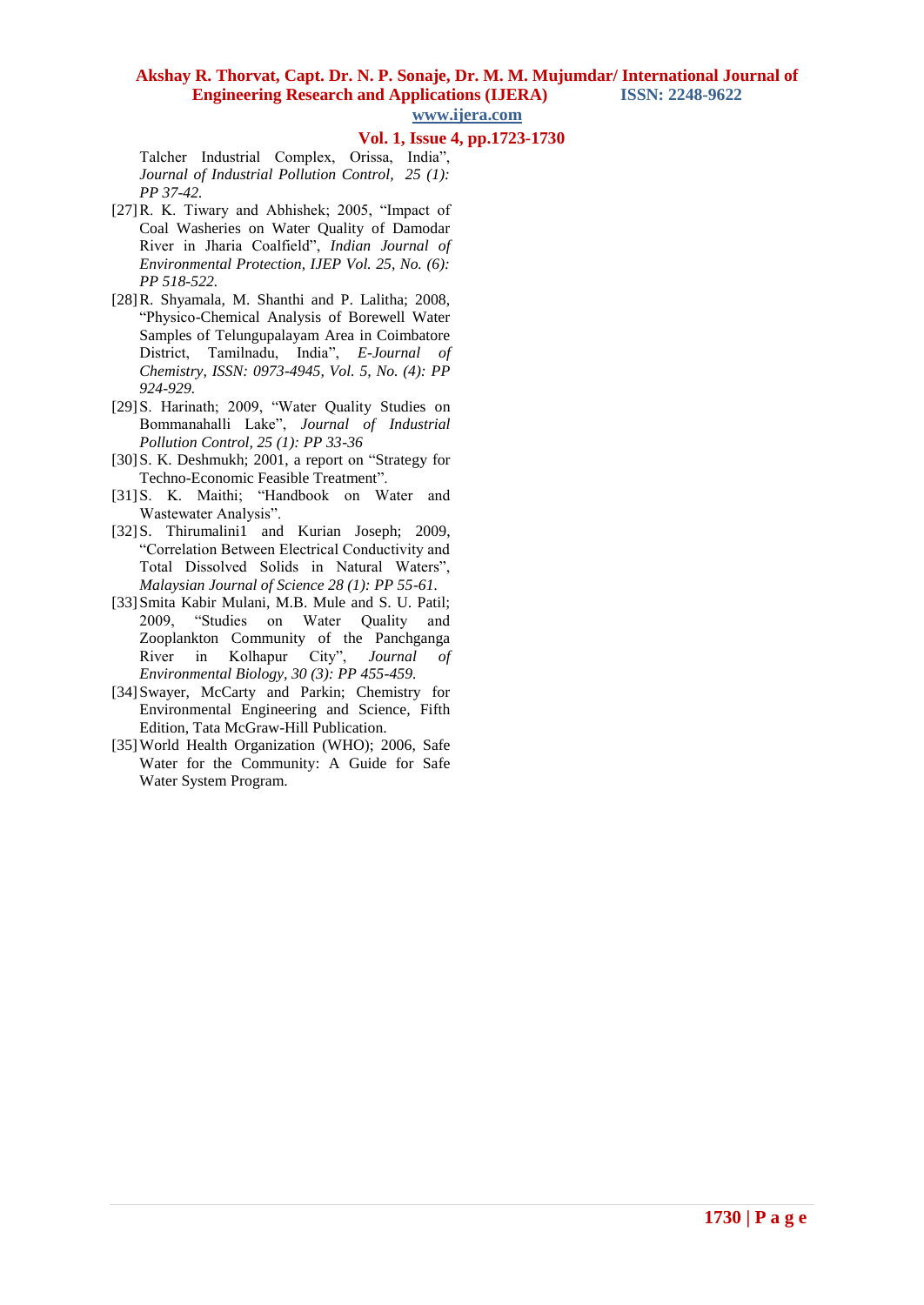Talcher Industrial Complex, Orissa, India", *Journal of Industrial Pollution Control, 25 (1): PP 37-42.*

[27] R. K. Tiwary and Abhishek; 2005, "Impact of Coal Washeries on Water Quality of Damodar River in Jharia Coalfield", *Indian Journal of Environmental Protection, IJEP Vol. 25, No. (6): PP 518-522.*

[28] R. Shyamala, M. Shanthi and P. Lalitha; 2008, "Physico-Chemical Analysis of Borewell Water Samples of Telungupalayam Area in Coimbatore District, Tamilnadu, India", *E-Journal of Chemistry, ISSN: 0973-4945, Vol. 5, No. (4): PP 924-929.*

[29] S. Harinath; 2009, "Water Quality Studies on Bommanahalli Lake", *Journal of Industrial Pollution Control, 25 (1): PP 33-36*

[30] S. K. Deshmukh; 2001, a report on "Strategy for Techno-Economic Feasible Treatment".

[31] S. K. Maithi; "Handbook on Water and Wastewater Analysis".

[32] S. Thirumalini1 and Kurian Joseph; 2009, "Correlation Between Electrical Conductivity and Total Dissolved Solids in Natural Waters", *Malaysian Journal of Science 28 (1): PP 55-61.*

[33] Smita Kabir Mulani, M.B. Mule and S. U. Patil; 2009, "Studies on Water Quality and Zooplankton Community of the Panchganga River in Kolhapur City", *Journal of Environmental Biology, 30 (3): PP 455-459.*

[34] Swayer, McCarty and Parkin; Chemistry for Environmental Engineering and Science, Fifth Edition, Tata McGraw-Hill Publication.

[35] World Health Organization (WHO); 2006, Safe Water for the Community: A Guide for Safe Water System Program.